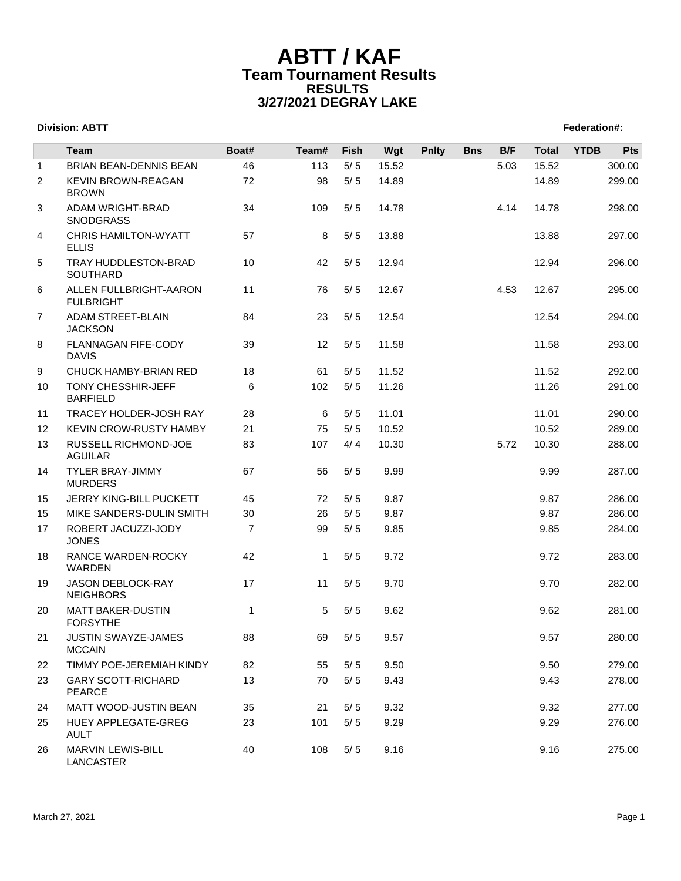# ABTT / KAF
## Team Tournament Results
### RESULTS
### 3/27/2021 DEGRAY LAKE

**Division: ABTT** **Federation#:**

| | Team | Boat# | Team# | Fish | Wgt | Pnlty | Bns | B/F | Total | YTDB | Pts |
|---|---|---|---|---|---|---|---|---|---|---|---|
| 1 | BRIAN BEAN-DENNIS BEAN | 46 | 113 | 5/ 5 | 15.52 | | | 5.03 | 15.52 | | 300.00 |
| 2 | KEVIN BROWN-REAGAN BROWN | 72 | 98 | 5/ 5 | 14.89 | | | | 14.89 | | 299.00 |
| 3 | ADAM WRIGHT-BRAD SNODGRASS | 34 | 109 | 5/ 5 | 14.78 | | | 4.14 | 14.78 | | 298.00 |
| 4 | CHRIS HAMILTON-WYATT ELLIS | 57 | 8 | 5/ 5 | 13.88 | | | | 13.88 | | 297.00 |
| 5 | TRAY HUDDLESTON-BRAD SOUTHARD | 10 | 42 | 5/ 5 | 12.94 | | | | 12.94 | | 296.00 |
| 6 | ALLEN FULLBRIGHT-AARON FULBRIGHT | 11 | 76 | 5/ 5 | 12.67 | | | 4.53 | 12.67 | | 295.00 |
| 7 | ADAM STREET-BLAIN JACKSON | 84 | 23 | 5/ 5 | 12.54 | | | | 12.54 | | 294.00 |
| 8 | FLANNAGAN FIFE-CODY DAVIS | 39 | 12 | 5/ 5 | 11.58 | | | | 11.58 | | 293.00 |
| 9 | CHUCK HAMBY-BRIAN RED | 18 | 61 | 5/ 5 | 11.52 | | | | 11.52 | | 292.00 |
| 10 | TONY CHESSHIR-JEFF BARFIELD | 6 | 102 | 5/ 5 | 11.26 | | | | 11.26 | | 291.00 |
| 11 | TRACEY HOLDER-JOSH RAY | 28 | 6 | 5/ 5 | 11.01 | | | | 11.01 | | 290.00 |
| 12 | KEVIN CROW-RUSTY HAMBY | 21 | 75 | 5/ 5 | 10.52 | | | | 10.52 | | 289.00 |
| 13 | RUSSELL RICHMOND-JOE AGUILAR | 83 | 107 | 4/ 4 | 10.30 | | | 5.72 | 10.30 | | 288.00 |
| 14 | TYLER BRAY-JIMMY MURDERS | 67 | 56 | 5/ 5 | 9.99 | | | | 9.99 | | 287.00 |
| 15 | JERRY KING-BILL PUCKETT | 45 | 72 | 5/ 5 | 9.87 | | | | 9.87 | | 286.00 |
| 15 | MIKE SANDERS-DULIN SMITH | 30 | 26 | 5/ 5 | 9.87 | | | | 9.87 | | 286.00 |
| 17 | ROBERT JACUZZI-JODY JONES | 7 | 99 | 5/ 5 | 9.85 | | | | 9.85 | | 284.00 |
| 18 | RANCE WARDEN-ROCKY WARDEN | 42 | 1 | 5/ 5 | 9.72 | | | | 9.72 | | 283.00 |
| 19 | JASON DEBLOCK-RAY NEIGHBORS | 17 | 11 | 5/ 5 | 9.70 | | | | 9.70 | | 282.00 |
| 20 | MATT BAKER-DUSTIN FORSYTHE | 1 | 5 | 5/ 5 | 9.62 | | | | 9.62 | | 281.00 |
| 21 | JUSTIN SWAYZE-JAMES MCCAIN | 88 | 69 | 5/ 5 | 9.57 | | | | 9.57 | | 280.00 |
| 22 | TIMMY POE-JEREMIAH KINDY | 82 | 55 | 5/ 5 | 9.50 | | | | 9.50 | | 279.00 |
| 23 | GARY SCOTT-RICHARD PEARCE | 13 | 70 | 5/ 5 | 9.43 | | | | 9.43 | | 278.00 |
| 24 | MATT WOOD-JUSTIN BEAN | 35 | 21 | 5/ 5 | 9.32 | | | | 9.32 | | 277.00 |
| 25 | HUEY APPLEGATE-GREG AULT | 23 | 101 | 5/ 5 | 9.29 | | | | 9.29 | | 276.00 |
| 26 | MARVIN LEWIS-BILL LANCASTER | 40 | 108 | 5/ 5 | 9.16 | | | | 9.16 | | 275.00 |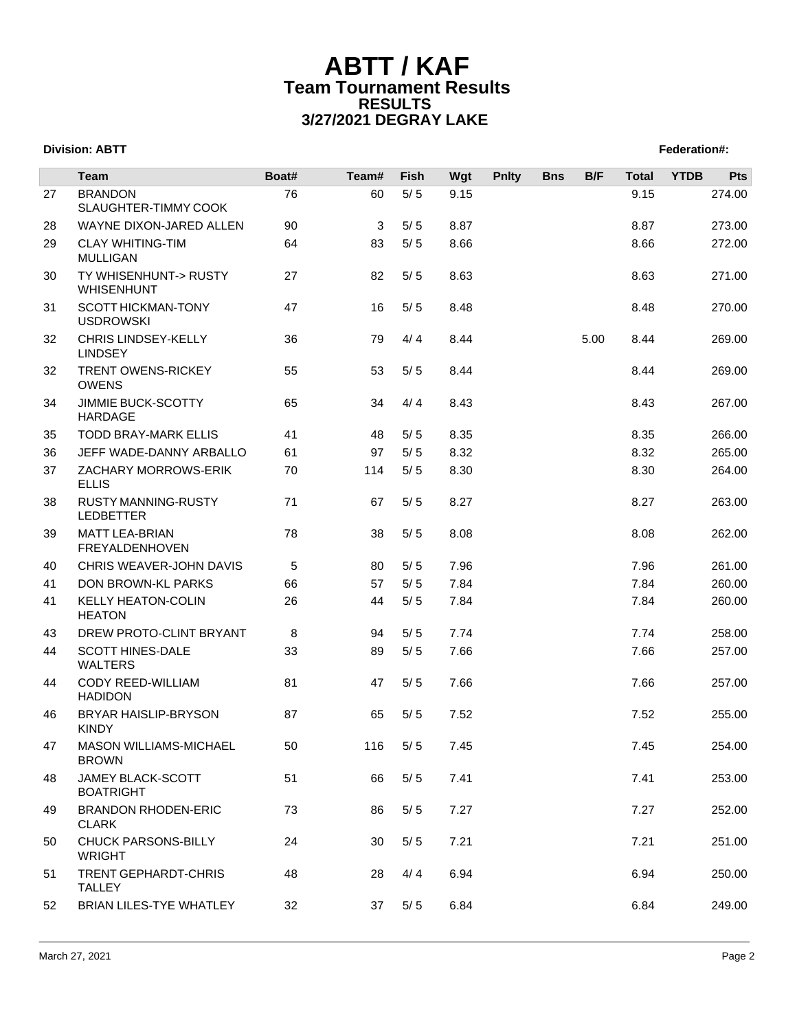# ABTT / KAF
## Team Tournament Results
### RESULTS
### 3/27/2021 DEGRAY LAKE

**Division: ABTT** **Federation#:**

| | Team | Boat# | Team# | Fish | Wgt | Pnlty | Bns | B/F | Total | YTDB | Pts |
|---|---|---|---|---|---|---|---|---|---|---|---|
| 27 | BRANDON SLAUGHTER-TIMMY COOK | 76 | 60 | 5/ 5 | 9.15 | | | | 9.15 | | 274.00 |
| 28 | WAYNE DIXON-JARED ALLEN | 90 | 3 | 5/ 5 | 8.87 | | | | 8.87 | | 273.00 |
| 29 | CLAY WHITING-TIM MULLIGAN | 64 | 83 | 5/ 5 | 8.66 | | | | 8.66 | | 272.00 |
| 30 | TY WHISENHUNT-> RUSTY WHISENHUNT | 27 | 82 | 5/ 5 | 8.63 | | | | 8.63 | | 271.00 |
| 31 | SCOTT HICKMAN-TONY USDROWSKI | 47 | 16 | 5/ 5 | 8.48 | | | | 8.48 | | 270.00 |
| 32 | CHRIS LINDSEY-KELLY LINDSEY | 36 | 79 | 4/ 4 | 8.44 | | | 5.00 | 8.44 | | 269.00 |
| 32 | TRENT OWENS-RICKEY OWENS | 55 | 53 | 5/ 5 | 8.44 | | | | 8.44 | | 269.00 |
| 34 | JIMMIE BUCK-SCOTTY HARDAGE | 65 | 34 | 4/ 4 | 8.43 | | | | 8.43 | | 267.00 |
| 35 | TODD BRAY-MARK ELLIS | 41 | 48 | 5/ 5 | 8.35 | | | | 8.35 | | 266.00 |
| 36 | JEFF WADE-DANNY ARBALLO | 61 | 97 | 5/ 5 | 8.32 | | | | 8.32 | | 265.00 |
| 37 | ZACHARY MORROWS-ERIK ELLIS | 70 | 114 | 5/ 5 | 8.30 | | | | 8.30 | | 264.00 |
| 38 | RUSTY MANNING-RUSTY LEDBETTER | 71 | 67 | 5/ 5 | 8.27 | | | | 8.27 | | 263.00 |
| 39 | MATT LEA-BRIAN FREYALDENHOVEN | 78 | 38 | 5/ 5 | 8.08 | | | | 8.08 | | 262.00 |
| 40 | CHRIS WEAVER-JOHN DAVIS | 5 | 80 | 5/ 5 | 7.96 | | | | 7.96 | | 261.00 |
| 41 | DON BROWN-KL PARKS | 66 | 57 | 5/ 5 | 7.84 | | | | 7.84 | | 260.00 |
| 41 | KELLY HEATON-COLIN HEATON | 26 | 44 | 5/ 5 | 7.84 | | | | 7.84 | | 260.00 |
| 43 | DREW PROTO-CLINT BRYANT | 8 | 94 | 5/ 5 | 7.74 | | | | 7.74 | | 258.00 |
| 44 | SCOTT HINES-DALE WALTERS | 33 | 89 | 5/ 5 | 7.66 | | | | 7.66 | | 257.00 |
| 44 | CODY REED-WILLIAM HADIDON | 81 | 47 | 5/ 5 | 7.66 | | | | 7.66 | | 257.00 |
| 46 | BRYAR HAISLIP-BRYSON KINDY | 87 | 65 | 5/ 5 | 7.52 | | | | 7.52 | | 255.00 |
| 47 | MASON WILLIAMS-MICHAEL BROWN | 50 | 116 | 5/ 5 | 7.45 | | | | 7.45 | | 254.00 |
| 48 | JAMEY BLACK-SCOTT BOATRIGHT | 51 | 66 | 5/ 5 | 7.41 | | | | 7.41 | | 253.00 |
| 49 | BRANDON RHODEN-ERIC CLARK | 73 | 86 | 5/ 5 | 7.27 | | | | 7.27 | | 252.00 |
| 50 | CHUCK PARSONS-BILLY WRIGHT | 24 | 30 | 5/ 5 | 7.21 | | | | 7.21 | | 251.00 |
| 51 | TRENT GEPHARDT-CHRIS TALLEY | 48 | 28 | 4/ 4 | 6.94 | | | | 6.94 | | 250.00 |
| 52 | BRIAN LILES-TYE WHATLEY | 32 | 37 | 5/ 5 | 6.84 | | | | 6.84 | | 249.00 |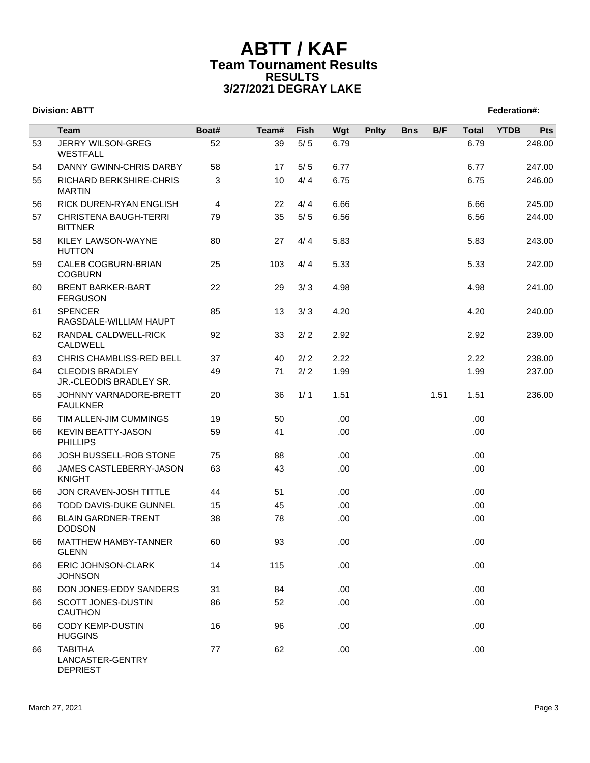# ABTT / KAF
## Team Tournament Results
### RESULTS
### 3/27/2021 DEGRAY LAKE

**Division: ABTT** **Federation#:**

| | Team | Boat# | Team# | Fish | Wgt | Pnlty | Bns | B/F | Total | YTDB | Pts |
|---|---|---|---|---|---|---|---|---|---|---|---|
| 53 | JERRY WILSON-GREG WESTFALL | 52 | 39 | 5/ 5 | 6.79 | | | | 6.79 | | 248.00 |
| 54 | DANNY GWINN-CHRIS DARBY | 58 | 17 | 5/ 5 | 6.77 | | | | 6.77 | | 247.00 |
| 55 | RICHARD BERKSHIRE-CHRIS MARTIN | 3 | 10 | 4/ 4 | 6.75 | | | | 6.75 | | 246.00 |
| 56 | RICK DUREN-RYAN ENGLISH | 4 | 22 | 4/ 4 | 6.66 | | | | 6.66 | | 245.00 |
| 57 | CHRISTENA BAUGH-TERRI BITTNER | 79 | 35 | 5/ 5 | 6.56 | | | | 6.56 | | 244.00 |
| 58 | KILEY LAWSON-WAYNE HUTTON | 80 | 27 | 4/ 4 | 5.83 | | | | 5.83 | | 243.00 |
| 59 | CALEB COGBURN-BRIAN COGBURN | 25 | 103 | 4/ 4 | 5.33 | | | | 5.33 | | 242.00 |
| 60 | BRENT BARKER-BART FERGUSON | 22 | 29 | 3/ 3 | 4.98 | | | | 4.98 | | 241.00 |
| 61 | SPENCER RAGSDALE-WILLIAM HAUPT | 85 | 13 | 3/ 3 | 4.20 | | | | 4.20 | | 240.00 |
| 62 | RANDAL CALDWELL-RICK CALDWELL | 92 | 33 | 2/ 2 | 2.92 | | | | 2.92 | | 239.00 |
| 63 | CHRIS CHAMBLISS-RED BELL | 37 | 40 | 2/ 2 | 2.22 | | | | 2.22 | | 238.00 |
| 64 | CLEODIS BRADLEY JR.-CLEODIS BRADLEY SR. | 49 | 71 | 2/ 2 | 1.99 | | | | 1.99 | | 237.00 |
| 65 | JOHNNY VARNADORE-BRETT FAULKNER | 20 | 36 | 1/ 1 | 1.51 | | | 1.51 | 1.51 | | 236.00 |
| 66 | TIM ALLEN-JIM CUMMINGS | 19 | 50 | | .00 | | | | .00 | | |
| 66 | KEVIN BEATTY-JASON PHILLIPS | 59 | 41 | | .00 | | | | .00 | | |
| 66 | JOSH BUSSELL-ROB STONE | 75 | 88 | | .00 | | | | .00 | | |
| 66 | JAMES CASTLEBERRY-JASON KNIGHT | 63 | 43 | | .00 | | | | .00 | | |
| 66 | JON CRAVEN-JOSH TITTLE | 44 | 51 | | .00 | | | | .00 | | |
| 66 | TODD DAVIS-DUKE GUNNEL | 15 | 45 | | .00 | | | | .00 | | |
| 66 | BLAIN GARDNER-TRENT DODSON | 38 | 78 | | .00 | | | | .00 | | |
| 66 | MATTHEW HAMBY-TANNER GLENN | 60 | 93 | | .00 | | | | .00 | | |
| 66 | ERIC JOHNSON-CLARK JOHNSON | 14 | 115 | | .00 | | | | .00 | | |
| 66 | DON JONES-EDDY SANDERS | 31 | 84 | | .00 | | | | .00 | | |
| 66 | SCOTT JONES-DUSTIN CAUTHON | 86 | 52 | | .00 | | | | .00 | | |
| 66 | CODY KEMP-DUSTIN HUGGINS | 16 | 96 | | .00 | | | | .00 | | |
| 66 | TABITHA LANCASTER-GENTRY DEPRIEST | 77 | 62 | | .00 | | | | .00 | | |

March 27, 2021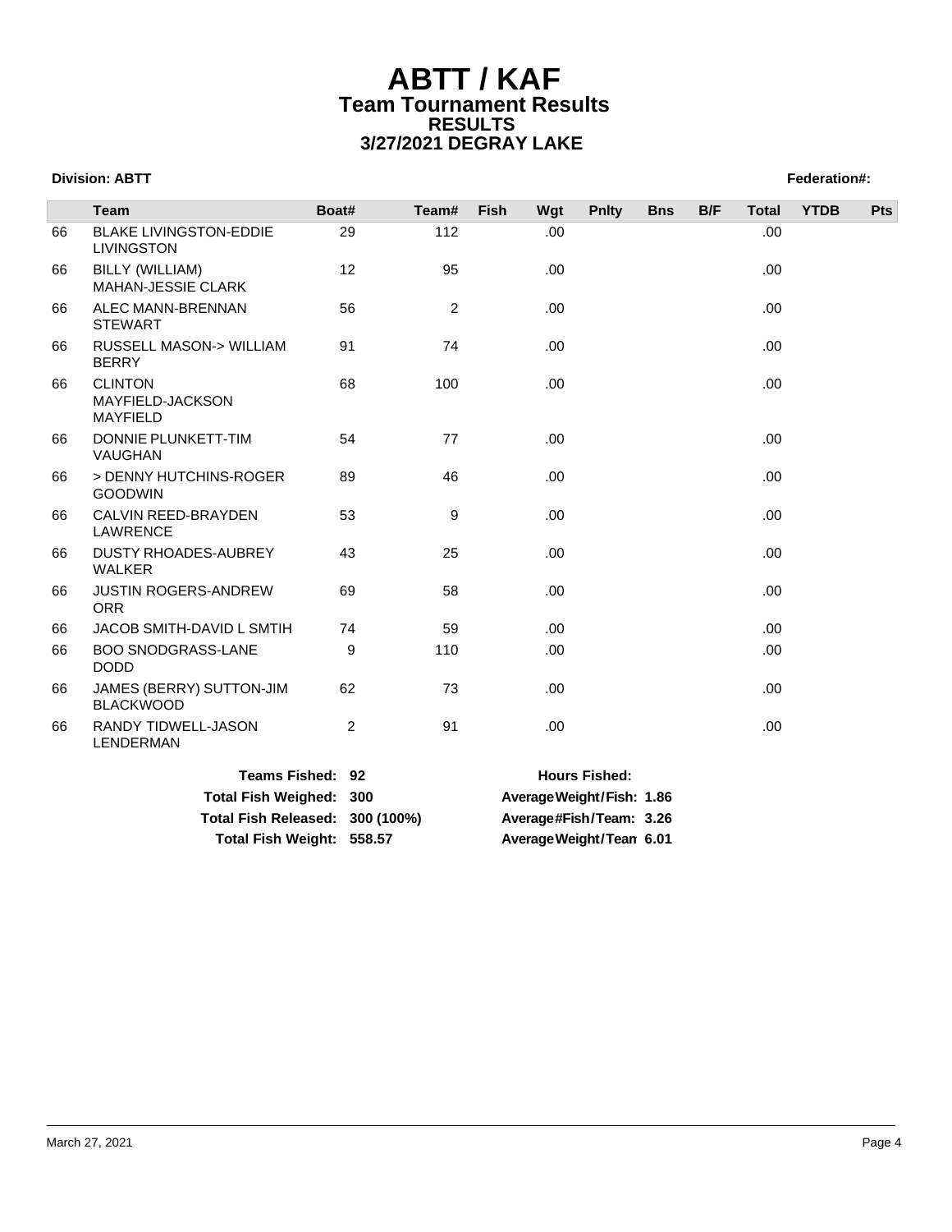# ABTT / KAF
## Team Tournament Results
### RESULTS
### 3/27/2021 DEGRAY LAKE

**Division: ABTT** **Federation#:**

| | Team | Boat# | Team# | Fish | Wgt | Pnlty | Bns | B/F | Total | YTDB | Pts |
|---|---|---|---|---|---|---|---|---|---|---|---|
| 66 | BLAKE LIVINGSTON-EDDIE LIVINGSTON | 29 | 112 | | .00 | | | | .00 | | |
| 66 | BILLY (WILLIAM) MAHAN-JESSIE CLARK | 12 | 95 | | .00 | | | | .00 | | |
| 66 | ALEC MANN-BRENNAN STEWART | 56 | 2 | | .00 | | | | .00 | | |
| 66 | RUSSELL MASON-> WILLIAM BERRY | 91 | 74 | | .00 | | | | .00 | | |
| 66 | CLINTON MAYFIELD-JACKSON MAYFIELD | 68 | 100 | | .00 | | | | .00 | | |
| 66 | DONNIE PLUNKETT-TIM VAUGHAN | 54 | 77 | | .00 | | | | .00 | | |
| 66 | > DENNY HUTCHINS-ROGER GOODWIN | 89 | 46 | | .00 | | | | .00 | | |
| 66 | CALVIN REED-BRAYDEN LAWRENCE | 53 | 9 | | .00 | | | | .00 | | |
| 66 | DUSTY RHOADES-AUBREY WALKER | 43 | 25 | | .00 | | | | .00 | | |
| 66 | JUSTIN ROGERS-ANDREW ORR | 69 | 58 | | .00 | | | | .00 | | |
| 66 | JACOB SMITH-DAVID L SMTIH | 74 | 59 | | .00 | | | | .00 | | |
| 66 | BOO SNODGRASS-LANE DODD | 9 | 110 | | .00 | | | | .00 | | |
| 66 | JAMES (BERRY) SUTTON-JIM BLACKWOOD | 62 | 73 | | .00 | | | | .00 | | |
| 66 | RANDY TIDWELL-JASON LENDERMAN | 2 | 91 | | .00 | | | | .00 | | |

**Teams Fished:** 92
**Total Fish Weighed:** 300
**Total Fish Released:** 300 (100%)
**Total Fish Weight:** 558.57

**Hours Fished:**
**Average Weight/Fish:** 1.86
**Average #Fish/Team:** 3.26
**Average Weight/Team:** 6.01

March 27, 2021